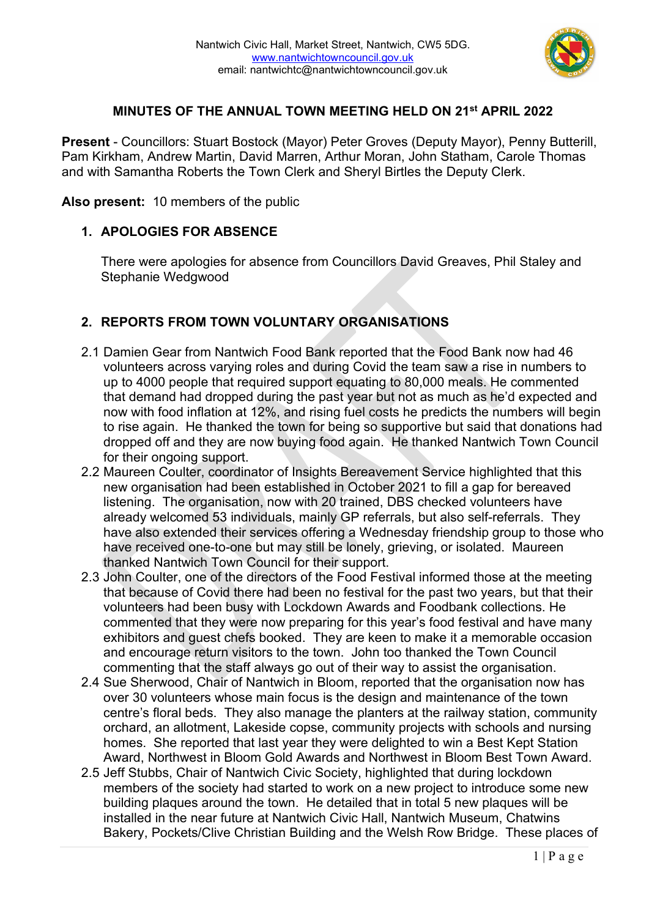Nantwich Civic Hall, Market Street, Nantwich, CW5 5DG.
www.nantwichtowncouncil.gov.uk
email: nantwichtc@nantwichtowncouncil.gov.uk

## MINUTES OF THE ANNUAL TOWN MEETING HELD ON 21st APRIL 2022

**Present** - Councillors: Stuart Bostock (Mayor) Peter Groves (Deputy Mayor), Penny Butterill, Pam Kirkham, Andrew Martin, David Marren, Arthur Moran, John Statham, Carole Thomas and with Samantha Roberts the Town Clerk and Sheryl Birtles the Deputy Clerk.

**Also present:** 10 members of the public

### 1. APOLOGIES FOR ABSENCE

There were apologies for absence from Councillors David Greaves, Phil Staley and Stephanie Wedgwood

### 2. REPORTS FROM TOWN VOLUNTARY ORGANISATIONS

2.1 Damien Gear from Nantwich Food Bank reported that the Food Bank now had 46 volunteers across varying roles and during Covid the team saw a rise in numbers to up to 4000 people that required support equating to 80,000 meals. He commented that demand had dropped during the past year but not as much as he'd expected and now with food inflation at 12%, and rising fuel costs he predicts the numbers will begin to rise again. He thanked the town for being so supportive but said that donations had dropped off and they are now buying food again. He thanked Nantwich Town Council for their ongoing support.

2.2 Maureen Coulter, coordinator of Insights Bereavement Service highlighted that this new organisation had been established in October 2021 to fill a gap for bereaved listening. The organisation, now with 20 trained, DBS checked volunteers have already welcomed 53 individuals, mainly GP referrals, but also self-referrals. They have also extended their services offering a Wednesday friendship group to those who have received one-to-one but may still be lonely, grieving, or isolated. Maureen thanked Nantwich Town Council for their support.

2.3 John Coulter, one of the directors of the Food Festival informed those at the meeting that because of Covid there had been no festival for the past two years, but that their volunteers had been busy with Lockdown Awards and Foodbank collections. He commented that they were now preparing for this year's food festival and have many exhibitors and guest chefs booked. They are keen to make it a memorable occasion and encourage return visitors to the town. John too thanked the Town Council commenting that the staff always go out of their way to assist the organisation.

2.4 Sue Sherwood, Chair of Nantwich in Bloom, reported that the organisation now has over 30 volunteers whose main focus is the design and maintenance of the town centre's floral beds. They also manage the planters at the railway station, community orchard, an allotment, Lakeside copse, community projects with schools and nursing homes. She reported that last year they were delighted to win a Best Kept Station Award, Northwest in Bloom Gold Awards and Northwest in Bloom Best Town Award.

2.5 Jeff Stubbs, Chair of Nantwich Civic Society, highlighted that during lockdown members of the society had started to work on a new project to introduce some new building plaques around the town. He detailed that in total 5 new plaques will be installed in the near future at Nantwich Civic Hall, Nantwich Museum, Chatwins Bakery, Pockets/Clive Christian Building and the Welsh Row Bridge. These places of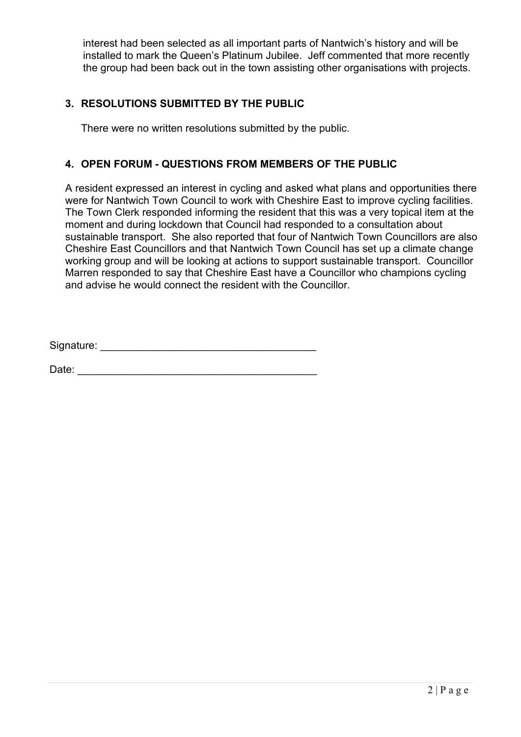interest had been selected as all important parts of Nantwich's history and will be installed to mark the Queen's Platinum Jubilee. Jeff commented that more recently the group had been back out in the town assisting other organisations with projects.

## 3. RESOLUTIONS SUBMITTED BY THE PUBLIC

There were no written resolutions submitted by the public.

## 4. OPEN FORUM - QUESTIONS FROM MEMBERS OF THE PUBLIC

A resident expressed an interest in cycling and asked what plans and opportunities there were for Nantwich Town Council to work with Cheshire East to improve cycling facilities. The Town Clerk responded informing the resident that this was a very topical item at the moment and during lockdown that Council had responded to a consultation about sustainable transport. She also reported that four of Nantwich Town Councillors are also Cheshire East Councillors and that Nantwich Town Council has set up a climate change working group and will be looking at actions to support sustainable transport. Councillor Marren responded to say that Cheshire East have a Councillor who champions cycling and advise he would connect the resident with the Councillor.

Signature: ____________________________________

Date: ________________________________________